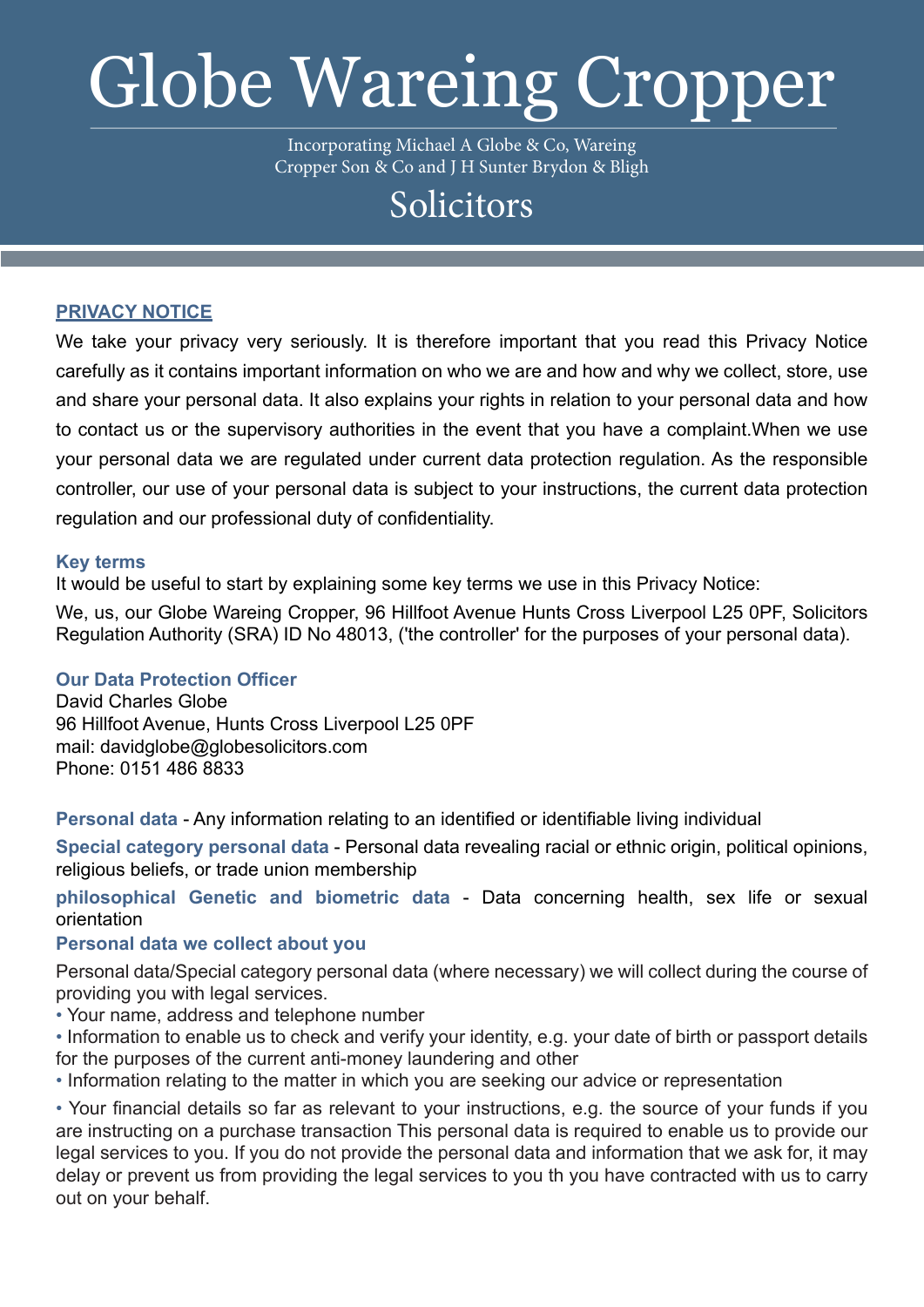# Globe Wareing Cropper

Incorporating Michael A Globe & Co, Wareing Cropper Son & Co and J H Sunter Brydon & Bligh

## Solicitors

### PRIVACY NOTICE

We take your privacy very seriously. It is therefore important that you read this Privacy Notice carefully as it contains important information on who we are and how and why we collect, store, use and share your personal data. It also explains your rights in relation to your personal data and how to contact us or the supervisory authorities in the event that you have a complaint.When we use your personal data we are regulated under current data protection regulation. As the responsible controller, our use of your personal data is subject to your instructions, the current data protection regulation and our professional duty of confidentiality.

### Key terms

It would be useful to start by explaining some key terms we use in this Privacy Notice:

We, us, our Globe Wareing Cropper, 96 Hillfoot Avenue Hunts Cross Liverpool L25 0PF, Solicitors Regulation Authority (SRA) ID No 48013, ('the controller' for the purposes of your personal data).

### Our Data Protection Officer

David Charles Globe
96 Hillfoot Avenue, Hunts Cross Liverpool L25 0PF
mail: davidglobe@globesolicitors.com
Phone: 0151 486 8833

**Personal data** - Any information relating to an identified or identifiable living individual

**Special category personal data** - Personal data revealing racial or ethnic origin, political opinions, religious beliefs, or trade union membership

**philosophical Genetic and biometric data** - Data concerning health, sex life or sexual orientation

### Personal data we collect about you

Personal data/Special category personal data (where necessary) we will collect during the course of providing you with legal services.

- Your name, address and telephone number
- Information to enable us to check and verify your identity, e.g. your date of birth or passport details for the purposes of the current anti-money laundering and other
- Information relating to the matter in which you are seeking our advice or representation
- Your financial details so far as relevant to your instructions, e.g. the source of your funds if you are instructing on a purchase transaction This personal data is required to enable us to provide our legal services to you. If you do not provide the personal data and information that we ask for, it may delay or prevent us from providing the legal services to you th you have contracted with us to carry out on your behalf.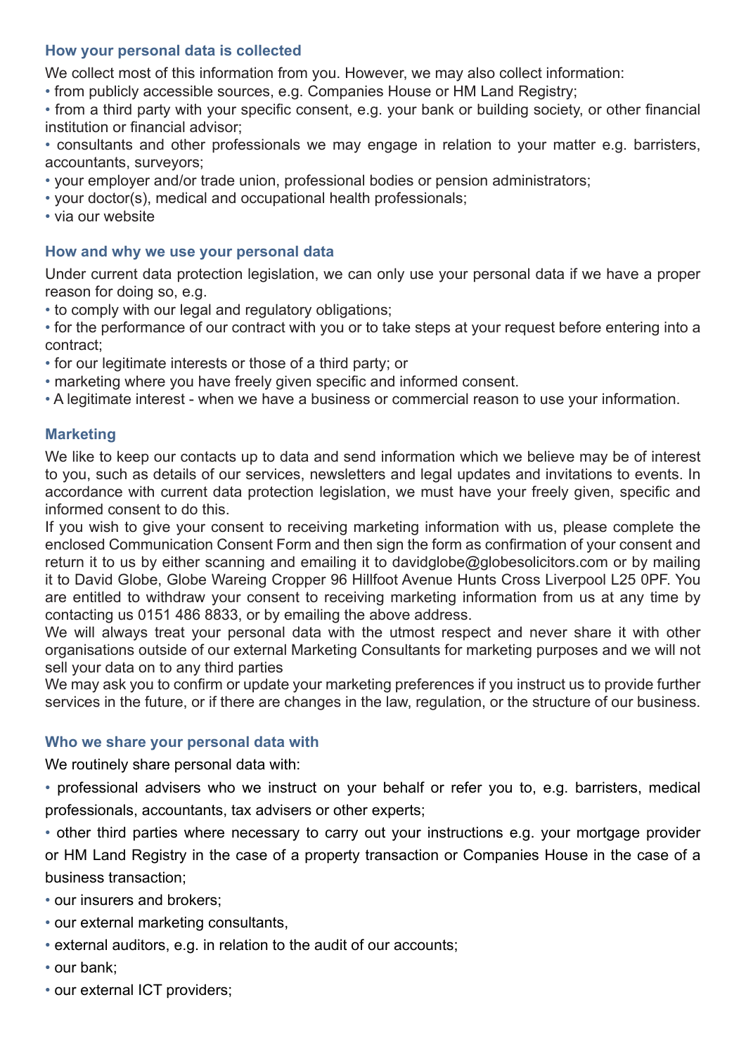### How your personal data is collected

We collect most of this information from you. However, we may also collect information:

- from publicly accessible sources, e.g. Companies House or HM Land Registry;
- from a third party with your specific consent, e.g. your bank or building society, or other financial institution or financial advisor;
- consultants and other professionals we may engage in relation to your matter e.g. barristers, accountants, surveyors;
- your employer and/or trade union, professional bodies or pension administrators;
- your doctor(s), medical and occupational health professionals;
- via our website

### How and why we use your personal data

Under current data protection legislation, we can only use your personal data if we have a proper reason for doing so, e.g.

- to comply with our legal and regulatory obligations;
- for the performance of our contract with you or to take steps at your request before entering into a contract;
- for our legitimate interests or those of a third party; or
- marketing where you have freely given specific and informed consent.
- A legitimate interest - when we have a business or commercial reason to use your information.

### Marketing

We like to keep our contacts up to data and send information which we believe may be of interest to you, such as details of our services, newsletters and legal updates and invitations to events. In accordance with current data protection legislation, we must have your freely given, specific and informed consent to do this.

If you wish to give your consent to receiving marketing information with us, please complete the enclosed Communication Consent Form and then sign the form as confirmation of your consent and return it to us by either scanning and emailing it to davidglobe@globesolicitors.com or by mailing it to David Globe, Globe Wareing Cropper 96 Hillfoot Avenue Hunts Cross Liverpool L25 0PF. You are entitled to withdraw your consent to receiving marketing information from us at any time by contacting us 0151 486 8833, or by emailing the above address.

We will always treat your personal data with the utmost respect and never share it with other organisations outside of our external Marketing Consultants for marketing purposes and we will not sell your data on to any third parties

We may ask you to confirm or update your marketing preferences if you instruct us to provide further services in the future, or if there are changes in the law, regulation, or the structure of our business.

### Who we share your personal data with

We routinely share personal data with:

- professional advisers who we instruct on your behalf or refer you to, e.g. barristers, medical professionals, accountants, tax advisers or other experts;
- other third parties where necessary to carry out your instructions e.g. your mortgage provider or HM Land Registry in the case of a property transaction or Companies House in the case of a business transaction;
- our insurers and brokers;
- our external marketing consultants,
- external auditors, e.g. in relation to the audit of our accounts;
- our bank;
- our external ICT providers;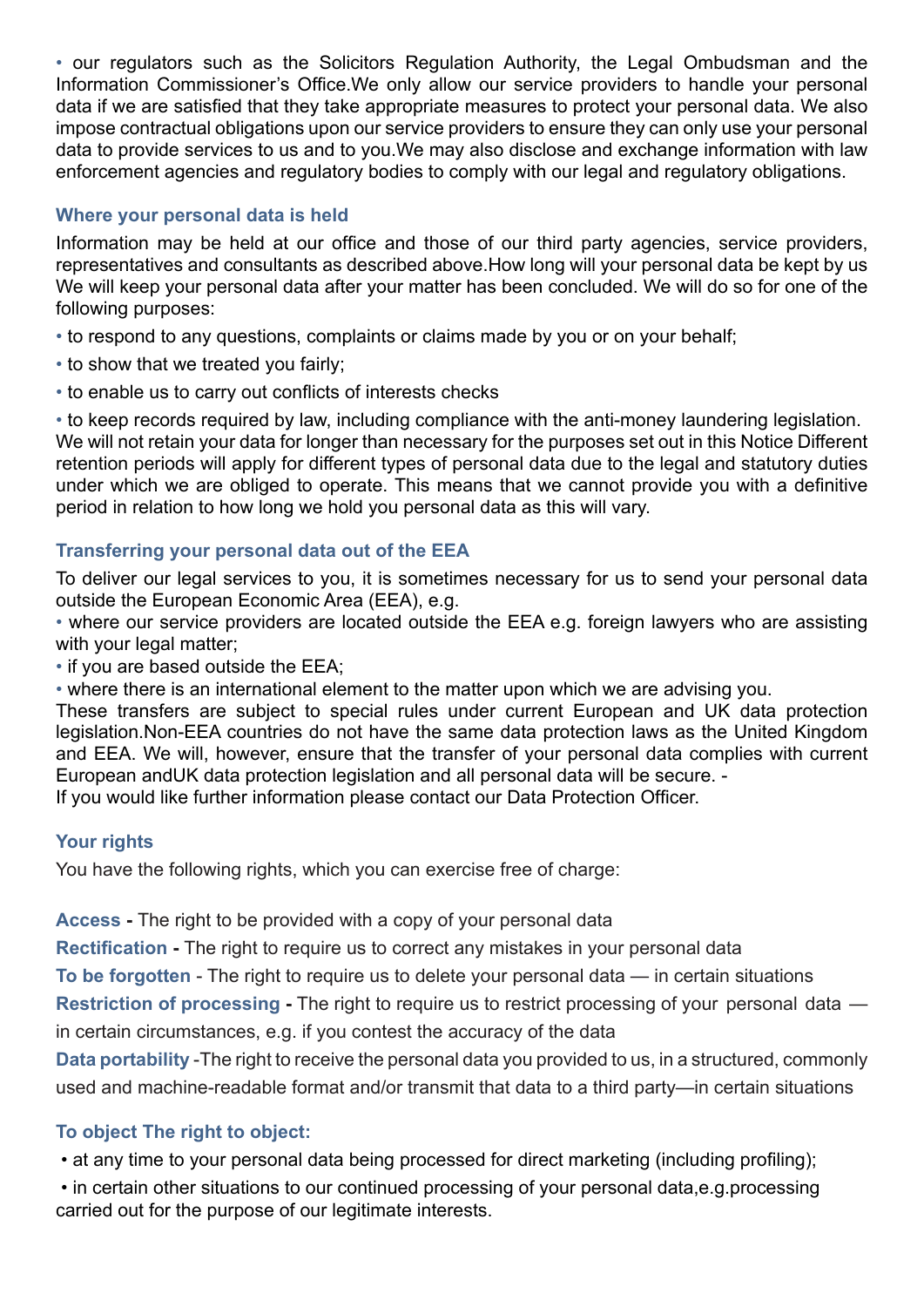- our regulators such as the Solicitors Regulation Authority, the Legal Ombudsman and the Information Commissioner's Office.We only allow our service providers to handle your personal data if we are satisfied that they take appropriate measures to protect your personal data. We also impose contractual obligations upon our service providers to ensure they can only use your personal data to provide services to us and to you.We may also disclose and exchange information with law enforcement agencies and regulatory bodies to comply with our legal and regulatory obligations.

### Where your personal data is held

Information may be held at our office and those of our third party agencies, service providers, representatives and consultants as described above.How long will your personal data be kept by us We will keep your personal data after your matter has been concluded. We will do so for one of the following purposes:

- to respond to any questions, complaints or claims made by you or on your behalf;
- to show that we treated you fairly;
- to enable us to carry out conflicts of interests checks
- to keep records required by law, including compliance with the anti-money laundering legislation.

We will not retain your data for longer than necessary for the purposes set out in this Notice Different retention periods will apply for different types of personal data due to the legal and statutory duties under which we are obliged to operate. This means that we cannot provide you with a definitive period in relation to how long we hold you personal data as this will vary.

### Transferring your personal data out of the EEA

To deliver our legal services to you, it is sometimes necessary for us to send your personal data outside the European Economic Area (EEA), e.g.

- where our service providers are located outside the EEA e.g. foreign lawyers who are assisting with your legal matter;
- if you are based outside the EEA;
- where there is an international element to the matter upon which we are advising you.

These transfers are subject to special rules under current European and UK data protection legislation.Non-EEA countries do not have the same data protection laws as the United Kingdom and EEA. We will, however, ensure that the transfer of your personal data complies with current European andUK data protection legislation and all personal data will be secure. -
If you would like further information please contact our Data Protection Officer.

### Your rights

You have the following rights, which you can exercise free of charge:

**Access -** The right to be provided with a copy of your personal data

**Rectification -** The right to require us to correct any mistakes in your personal data

**To be forgotten** - The right to require us to delete your personal data — in certain situations

**Restriction of processing -** The right to require us to restrict processing of your personal data — in certain circumstances, e.g. if you contest the accuracy of the data

**Data portability** -The right to receive the personal data you provided to us, in a structured, commonly used and machine-readable format and/or transmit that data to a third party—in certain situations

### To object The right to object:

- at any time to your personal data being processed for direct marketing (including profiling);
- in certain other situations to our continued processing of your personal data,e.g.processing carried out for the purpose of our legitimate interests.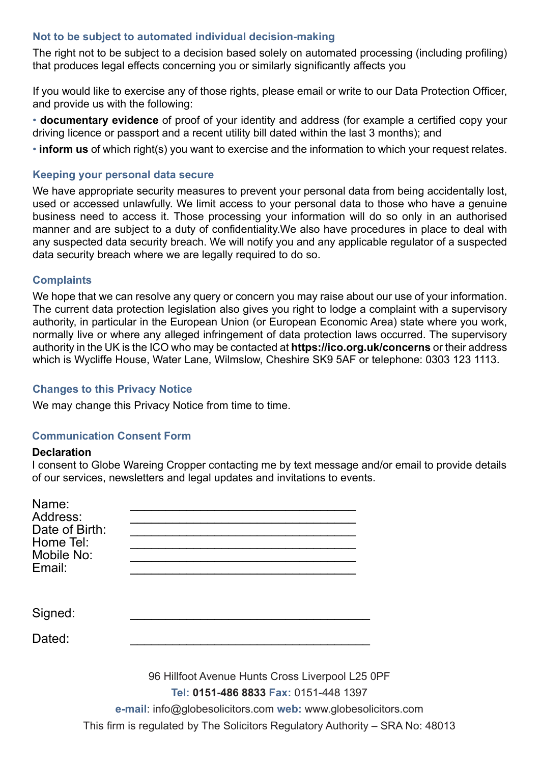### Not to be subject to automated individual decision-making

The right not to be subject to a decision based solely on automated processing (including profiling) that produces legal effects concerning you or similarly significantly affects you

If you would like to exercise any of those rights, please email or write to our Data Protection Officer, and provide us with the following:

- **documentary evidence** of proof of your identity and address (for example a certified copy your driving licence or passport and a recent utility bill dated within the last 3 months); and
- **inform us** of which right(s) you want to exercise and the information to which your request relates.

### Keeping your personal data secure

We have appropriate security measures to prevent your personal data from being accidentally lost, used or accessed unlawfully. We limit access to your personal data to those who have a genuine business need to access it. Those processing your information will do so only in an authorised manner and are subject to a duty of confidentiality.We also have procedures in place to deal with any suspected data security breach. We will notify you and any applicable regulator of a suspected data security breach where we are legally required to do so.

### Complaints

We hope that we can resolve any query or concern you may raise about our use of your information. The current data protection legislation also gives you right to lodge a complaint with a supervisory authority, in particular in the European Union (or European Economic Area) state where you work, normally live or where any alleged infringement of data protection laws occurred. The supervisory authority in the UK is the ICO who may be contacted at **https://ico.org.uk/concerns** or their address which is Wycliffe House, Water Lane, Wilmslow, Cheshire SK9 5AF or telephone: 0303 123 1113.

### Changes to this Privacy Notice

We may change this Privacy Notice from time to time.

### Communication Consent Form

**Declaration**

I consent to Globe Wareing Cropper contacting me by text message and/or email to provide details of our services, newsletters and legal updates and invitations to events.

Name: ______________________________

Address: ______________________________

Date of Birth: ______________________________

Home Tel: ______________________________

Mobile No: ______________________________

Email: ______________________________

Signed: ______________________________

Dated: ______________________________

96 Hillfoot Avenue Hunts Cross Liverpool L25 0PF

**Tel: 0151-486 8833** **Fax:** 0151-448 1397

**e-mail**: info@globesolicitors.com **web:** www.globesolicitors.com

This firm is regulated by The Solicitors Regulatory Authority – SRA No: 48013